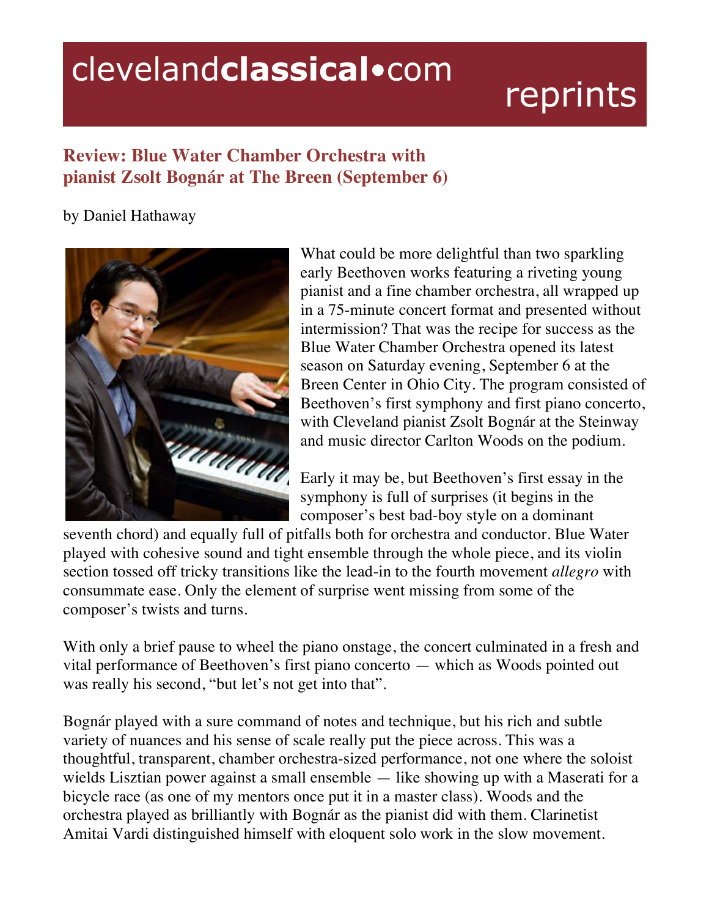# Review: Blue Water Chamber Orchestra with pianist Zsolt Bognár at The Breen (September 6)

by Daniel Hathaway

What could be more delightful than two sparkling early Beethoven works featuring a riveting young pianist and a fine chamber orchestra, all wrapped up in a 75-minute concert format and presented without intermission? That was the recipe for success as the Blue Water Chamber Orchestra opened its latest season on Saturday evening, September 6 at the Breen Center in Ohio City. The program consisted of Beethoven's first symphony and first piano concerto, with Cleveland pianist Zsolt Bognár at the Steinway and music director Carlton Woods on the podium.

Early it may be, but Beethoven's first essay in the symphony is full of surprises (it begins in the composer's best bad-boy style on a dominant seventh chord) and equally full of pitfalls both for orchestra and conductor. Blue Water played with cohesive sound and tight ensemble through the whole piece, and its violin section tossed off tricky transitions like the lead-in to the fourth movement *allegro* with consummate ease. Only the element of surprise went missing from some of the composer's twists and turns.

With only a brief pause to wheel the piano onstage, the concert culminated in a fresh and vital performance of Beethoven's first piano concerto — which as Woods pointed out was really his second, "but let's not get into that".

Bognár played with a sure command of notes and technique, but his rich and subtle variety of nuances and his sense of scale really put the piece across. This was a thoughtful, transparent, chamber orchestra-sized performance, not one where the soloist wields Lisztian power against a small ensemble — like showing up with a Maserati for a bicycle race (as one of my mentors once put it in a master class). Woods and the orchestra played as brilliantly with Bognár as the pianist did with them. Clarinetist Amitai Vardi distinguished himself with eloquent solo work in the slow movement.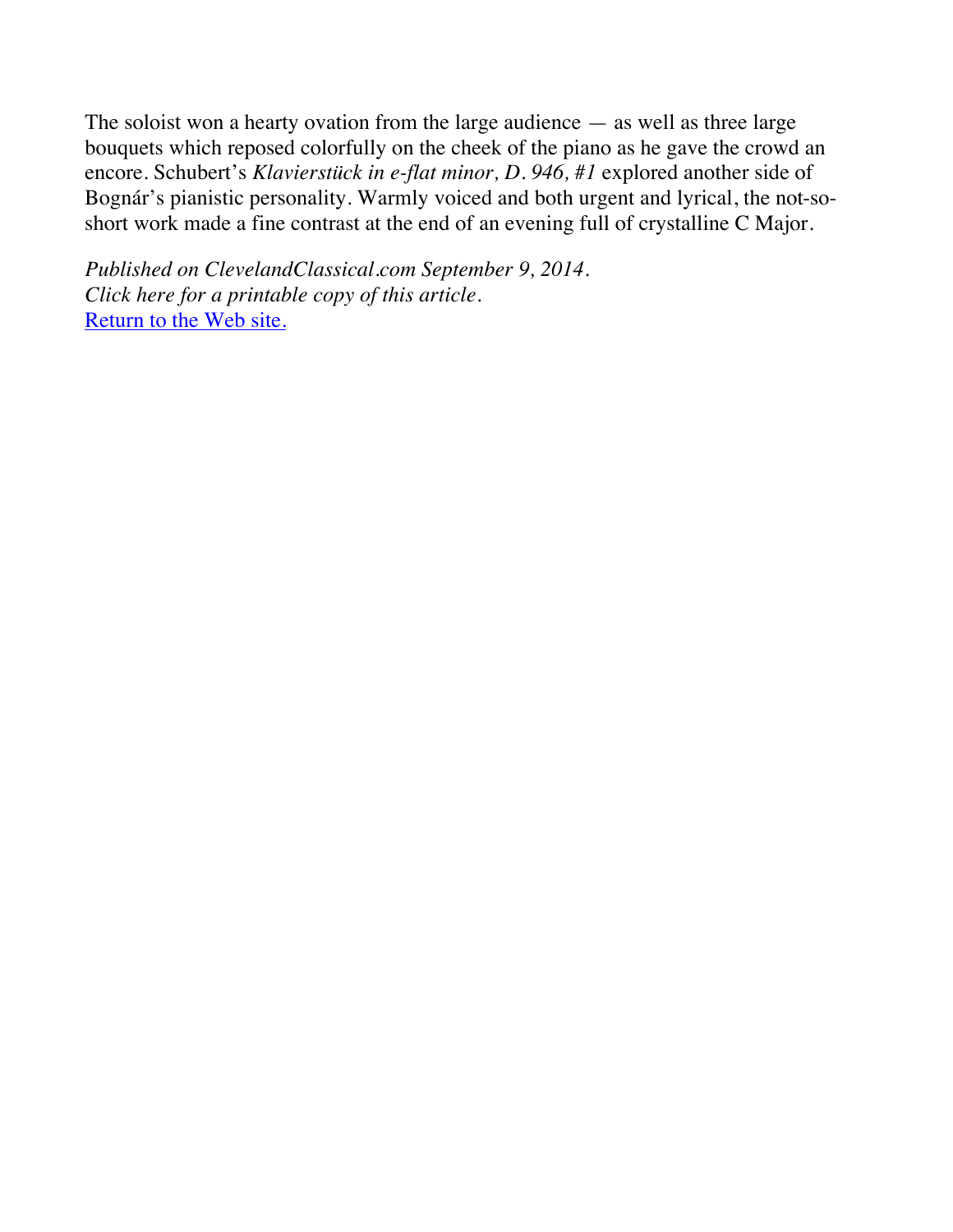The soloist won a hearty ovation from the large audience — as well as three large bouquets which reposed colorfully on the cheek of the piano as he gave the crowd an encore. Schubert's *Klavierstück in e-flat minor, D. 946, #1* explored another side of Bognár's pianistic personality. Warmly voiced and both urgent and lyrical, the not-so-short work made a fine contrast at the end of an evening full of crystalline C Major.

*Published on ClevelandClassical.com September 9, 2014.*
*Click here for a printable copy of this article.*
Return to the Web site.